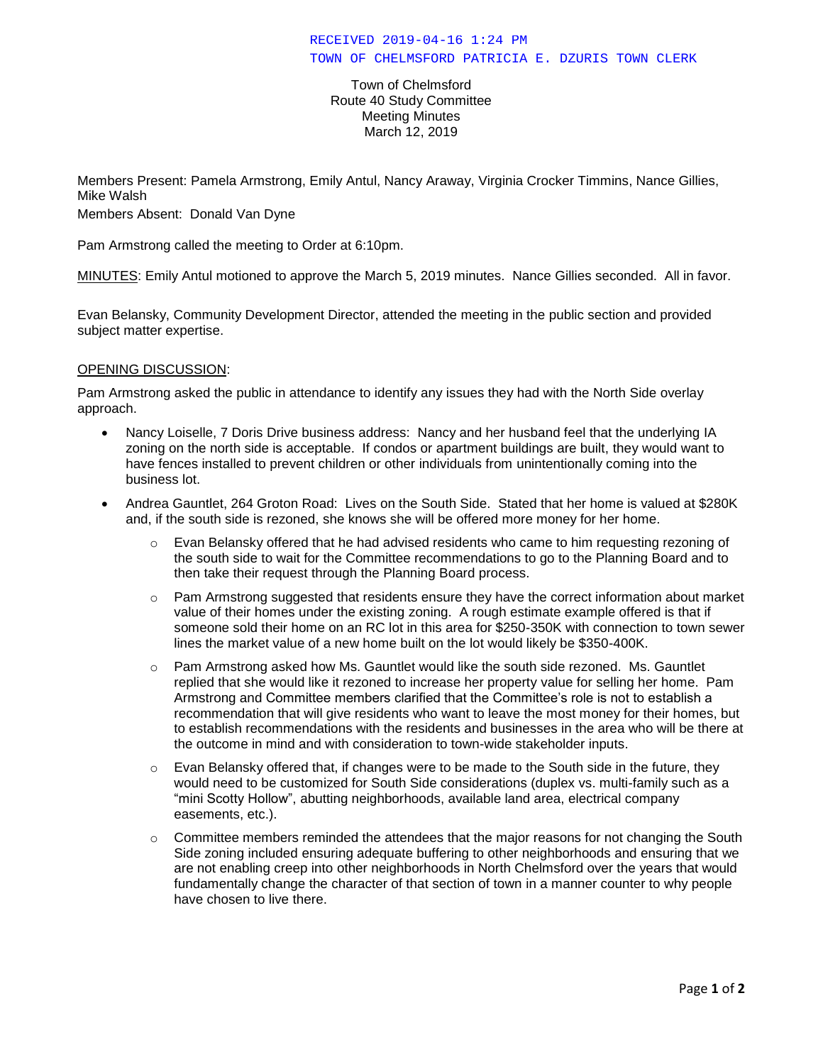RECEIVED 2019-04-16 1:24 PM
TOWN OF CHELMSFORD PATRICIA E. DZURIS TOWN CLERK

Town of Chelmsford
Route 40 Study Committee
Meeting Minutes
March 12, 2019

Members Present: Pamela Armstrong, Emily Antul, Nancy Araway, Virginia Crocker Timmins, Nance Gillies, Mike Walsh

Members Absent: Donald Van Dyne

Pam Armstrong called the meeting to Order at 6:10pm.

MINUTES: Emily Antul motioned to approve the March 5, 2019 minutes. Nance Gillies seconded. All in favor.

Evan Belansky, Community Development Director, attended the meeting in the public section and provided subject matter expertise.

OPENING DISCUSSION:

Pam Armstrong asked the public in attendance to identify any issues they had with the North Side overlay approach.

- Nancy Loiselle, 7 Doris Drive business address: Nancy and her husband feel that the underlying IA zoning on the north side is acceptable. If condos or apartment buildings are built, they would want to have fences installed to prevent children or other individuals from unintentionally coming into the business lot.
- Andrea Gauntlet, 264 Groton Road: Lives on the South Side. Stated that her home is valued at $280K and, if the south side is rezoned, she knows she will be offered more money for her home.
  - Evan Belansky offered that he had advised residents who came to him requesting rezoning of the south side to wait for the Committee recommendations to go to the Planning Board and to then take their request through the Planning Board process.
  - Pam Armstrong suggested that residents ensure they have the correct information about market value of their homes under the existing zoning. A rough estimate example offered is that if someone sold their home on an RC lot in this area for $250-350K with connection to town sewer lines the market value of a new home built on the lot would likely be $350-400K.
  - Pam Armstrong asked how Ms. Gauntlet would like the south side rezoned. Ms. Gauntlet replied that she would like it rezoned to increase her property value for selling her home. Pam Armstrong and Committee members clarified that the Committee's role is not to establish a recommendation that will give residents who want to leave the most money for their homes, but to establish recommendations with the residents and businesses in the area who will be there at the outcome in mind and with consideration to town-wide stakeholder inputs.
  - Evan Belansky offered that, if changes were to be made to the South side in the future, they would need to be customized for South Side considerations (duplex vs. multi-family such as a "mini Scotty Hollow", abutting neighborhoods, available land area, electrical company easements, etc.).
  - Committee members reminded the attendees that the major reasons for not changing the South Side zoning included ensuring adequate buffering to other neighborhoods and ensuring that we are not enabling creep into other neighborhoods in North Chelmsford over the years that would fundamentally change the character of that section of town in a manner counter to why people have chosen to live there.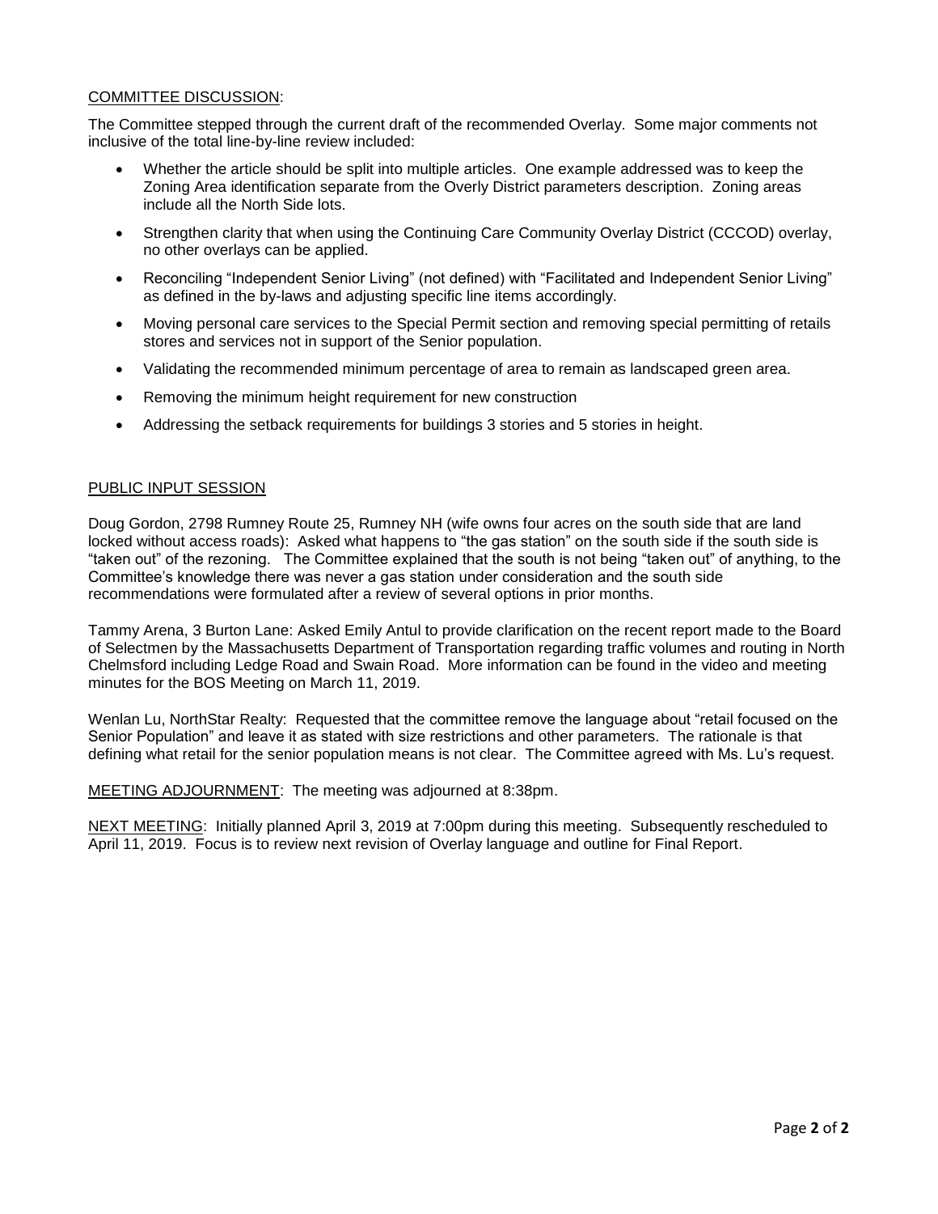COMMITTEE DISCUSSION:

The Committee stepped through the current draft of the recommended Overlay. Some major comments not inclusive of the total line-by-line review included:

- Whether the article should be split into multiple articles. One example addressed was to keep the Zoning Area identification separate from the Overly District parameters description. Zoning areas include all the North Side lots.
- Strengthen clarity that when using the Continuing Care Community Overlay District (CCCOD) overlay, no other overlays can be applied.
- Reconciling "Independent Senior Living" (not defined) with "Facilitated and Independent Senior Living" as defined in the by-laws and adjusting specific line items accordingly.
- Moving personal care services to the Special Permit section and removing special permitting of retails stores and services not in support of the Senior population.
- Validating the recommended minimum percentage of area to remain as landscaped green area.
- Removing the minimum height requirement for new construction
- Addressing the setback requirements for buildings 3 stories and 5 stories in height.

PUBLIC INPUT SESSION

Doug Gordon, 2798 Rumney Route 25, Rumney NH (wife owns four acres on the south side that are land locked without access roads): Asked what happens to "the gas station" on the south side if the south side is "taken out" of the rezoning. The Committee explained that the south is not being "taken out" of anything, to the Committee's knowledge there was never a gas station under consideration and the south side recommendations were formulated after a review of several options in prior months.

Tammy Arena, 3 Burton Lane: Asked Emily Antul to provide clarification on the recent report made to the Board of Selectmen by the Massachusetts Department of Transportation regarding traffic volumes and routing in North Chelmsford including Ledge Road and Swain Road. More information can be found in the video and meeting minutes for the BOS Meeting on March 11, 2019.

Wenlan Lu, NorthStar Realty: Requested that the committee remove the language about "retail focused on the Senior Population" and leave it as stated with size restrictions and other parameters. The rationale is that defining what retail for the senior population means is not clear. The Committee agreed with Ms. Lu's request.

MEETING ADJOURNMENT: The meeting was adjourned at 8:38pm.

NEXT MEETING: Initially planned April 3, 2019 at 7:00pm during this meeting. Subsequently rescheduled to April 11, 2019. Focus is to review next revision of Overlay language and outline for Final Report.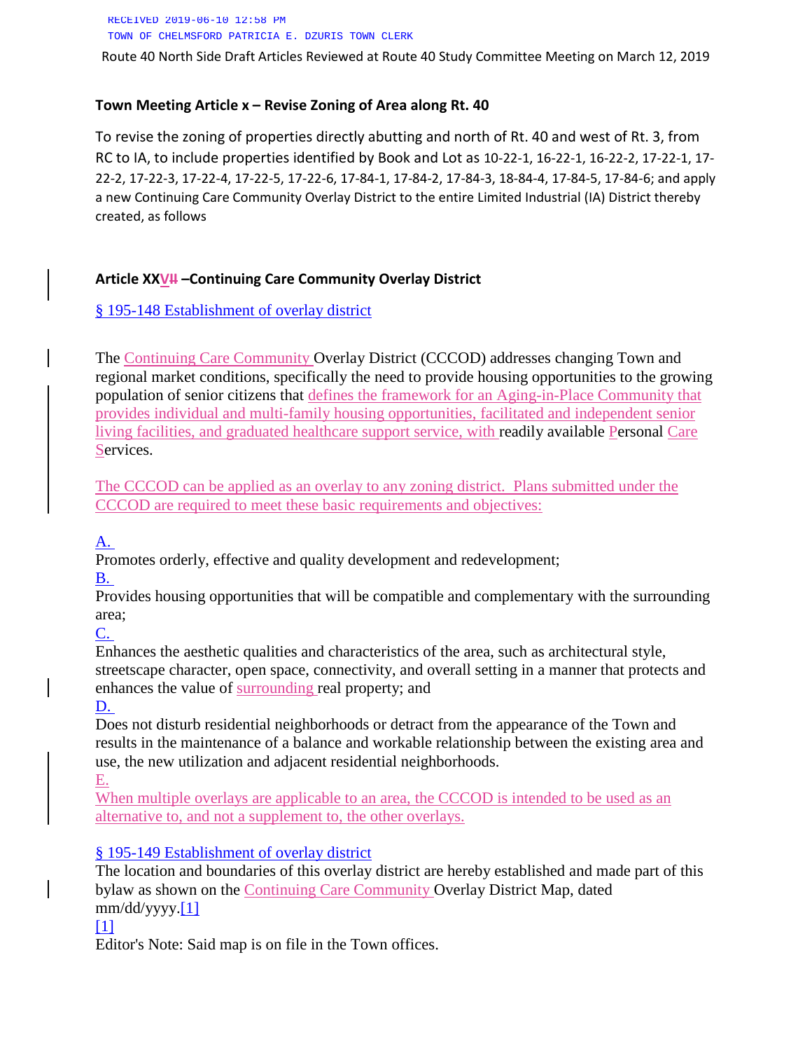RECEIVED 2019-06-10 12:58 PM
TOWN OF CHELMSFORD PATRICIA E. DZURIS TOWN CLERK

Route 40 North Side Draft Articles Reviewed at Route 40 Study Committee Meeting on March 12, 2019

**Town Meeting Article x – Revise Zoning of Area along Rt. 40**

To revise the zoning of properties directly abutting and north of Rt. 40 and west of Rt. 3, from RC to IA, to include properties identified by Book and Lot as 10-22-1, 16-22-1, 16-22-2, 17-22-1, 17-22-2, 17-22-3, 17-22-4, 17-22-5, 17-22-6, 17-84-1, 17-84-2, 17-84-3, 18-84-4, 17-84-5, 17-84-6; and apply a new Continuing Care Community Overlay District to the entire Limited Industrial (IA) District thereby created, as follows

**Article XXVII –Continuing Care Community Overlay District**

§ 195-148 Establishment of overlay district

The Continuing Care Community Overlay District (CCCOD) addresses changing Town and regional market conditions, specifically the need to provide housing opportunities to the growing population of senior citizens that defines the framework for an Aging-in-Place Community that provides individual and multi-family housing opportunities, facilitated and independent senior living facilities, and graduated healthcare support service, with readily available Personal Care Services.

The CCCOD can be applied as an overlay to any zoning district. Plans submitted under the CCCOD are required to meet these basic requirements and objectives:

A.
Promotes orderly, effective and quality development and redevelopment;

B.
Provides housing opportunities that will be compatible and complementary with the surrounding area;

C.
Enhances the aesthetic qualities and characteristics of the area, such as architectural style, streetscape character, open space, connectivity, and overall setting in a manner that protects and enhances the value of surrounding real property; and

D.
Does not disturb residential neighborhoods or detract from the appearance of the Town and results in the maintenance of a balance and workable relationship between the existing area and use, the new utilization and adjacent residential neighborhoods.

E.
When multiple overlays are applicable to an area, the CCCOD is intended to be used as an alternative to, and not a supplement to, the other overlays.

§ 195-149 Establishment of overlay district

The location and boundaries of this overlay district are hereby established and made part of this bylaw as shown on the Continuing Care Community Overlay District Map, dated mm/dd/yyyy.[1]

[1]
Editor's Note: Said map is on file in the Town offices.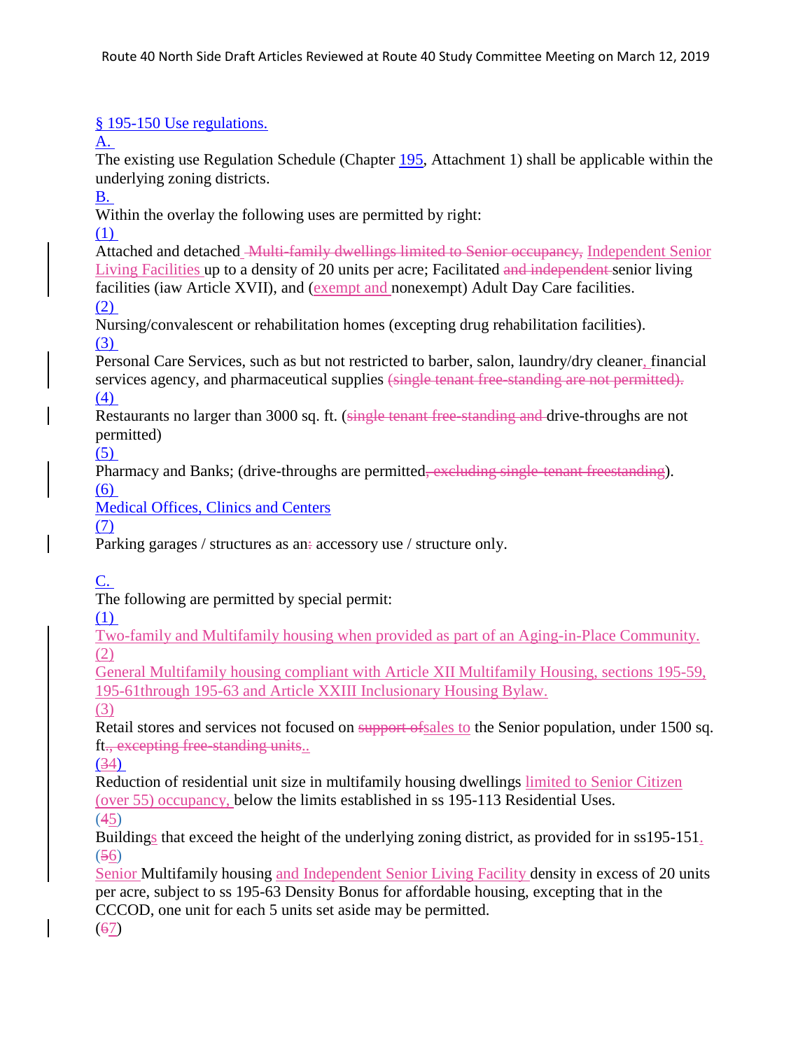§ 195-150 Use regulations.

A.

The existing use Regulation Schedule (Chapter 195, Attachment 1) shall be applicable within the underlying zoning districts.

B.

Within the overlay the following uses are permitted by right:

(1)

Attached and detached ~~Multi-family dwellings limited to Senior occupancy,~~ Independent Senior Living Facilities up to a density of 20 units per acre; Facilitated ~~and independent~~ senior living facilities (iaw Article XVII), and (exempt and nonexempt) Adult Day Care facilities.

(2)

Nursing/convalescent or rehabilitation homes (excepting drug rehabilitation facilities).

(3)

Personal Care Services, such as but not restricted to barber, salon, laundry/dry cleaner, financial services agency, and pharmaceutical supplies ~~(single tenant free-standing are not permitted).~~

(4)

Restaurants no larger than 3000 sq. ft. (~~single tenant free-standing and~~ drive-throughs are not permitted)

(5)

Pharmacy and Banks; (drive-throughs are permitted~~, excluding single-tenant freestanding~~).

(6)

Medical Offices, Clinics and Centers

(7)

Parking garages / structures as an~~:~~ accessory use / structure only.

C.

The following are permitted by special permit:

(1)

Two-family and Multifamily housing when provided as part of an Aging-in-Place Community.

(2)

General Multifamily housing compliant with Article XII Multifamily Housing, sections 195-59, 195-61through 195-63 and Article XXIII Inclusionary Housing Bylaw.

(3)

Retail stores and services not focused on ~~support of~~sales to the Senior population, under 1500 sq. ft~~., excepting free-standing units.~~.

(~~3~~4)

Reduction of residential unit size in multifamily housing dwellings limited to Senior Citizen (over 55) occupancy, below the limits established in ss 195-113 Residential Uses.

(~~4~~5)

Buildings that exceed the height of the underlying zoning district, as provided for in ss195-151.

(~~5~~6)

Senior Multifamily housing and Independent Senior Living Facility density in excess of 20 units per acre, subject to ss 195-63 Density Bonus for affordable housing, excepting that in the CCCOD, one unit for each 5 units set aside may be permitted.

(~~6~~7)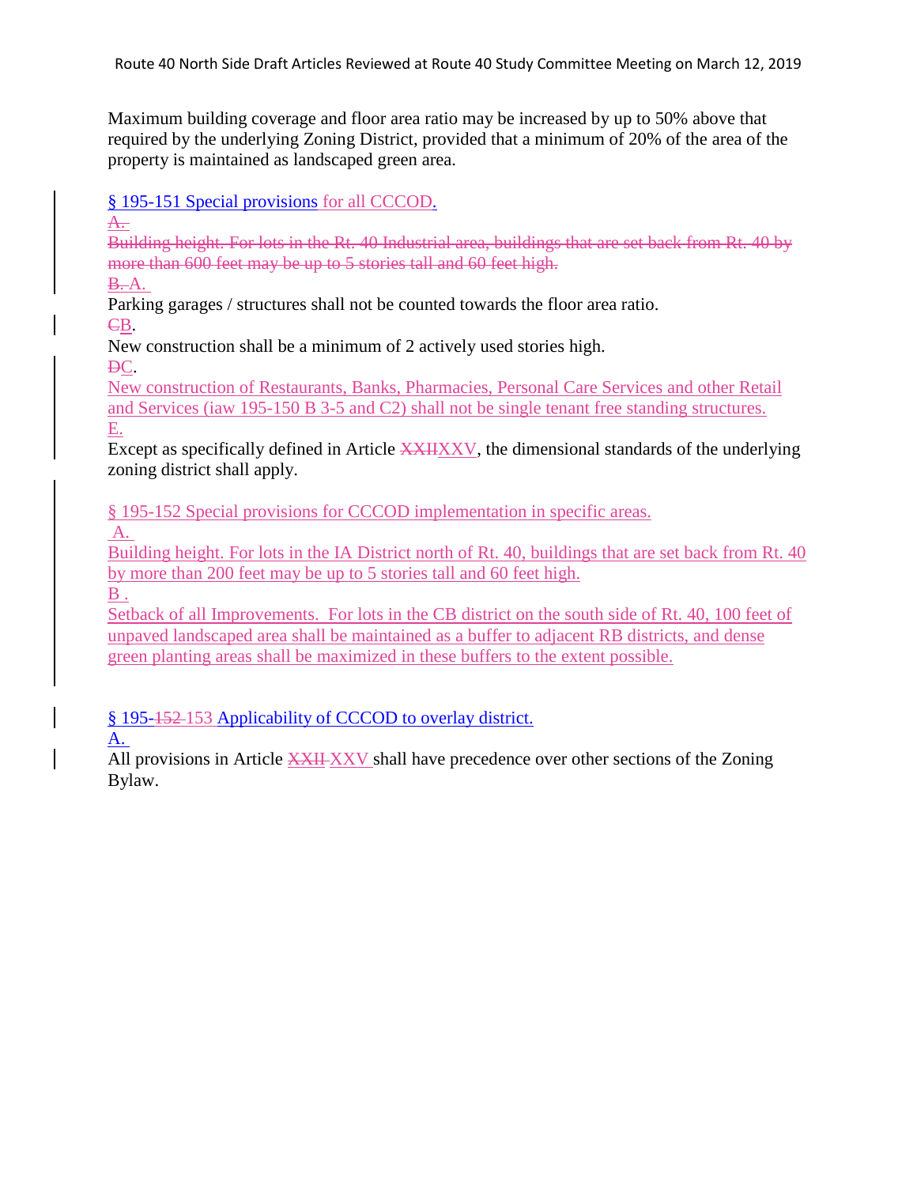Maximum building coverage and floor area ratio may be increased by up to 50% above that required by the underlying Zoning District, provided that a minimum of 20% of the area of the property is maintained as landscaped green area.

§ 195-151 Special provisions for all CCCOD.

~~A.~~

~~Building height. For lots in the Rt. 40 Industrial area, buildings that are set back from Rt. 40 by more than 600 feet may be up to 5 stories tall and 60 feet high.~~

~~B.~~ A.

Parking garages / structures shall not be counted towards the floor area ratio.

~~C~~B.

New construction shall be a minimum of 2 actively used stories high.

~~D~~C.

New construction of Restaurants, Banks, Pharmacies, Personal Care Services and other Retail and Services (iaw 195-150 B 3-5 and C2) shall not be single tenant free standing structures.

E.

Except as specifically defined in Article ~~XXII~~XXV, the dimensional standards of the underlying zoning district shall apply.

§ 195-152 Special provisions for CCCOD implementation in specific areas.

A.

Building height. For lots in the IA District north of Rt. 40, buildings that are set back from Rt. 40 by more than 200 feet may be up to 5 stories tall and 60 feet high.

B .

Setback of all Improvements. For lots in the CB district on the south side of Rt. 40, 100 feet of unpaved landscaped area shall be maintained as a buffer to adjacent RB districts, and dense green planting areas shall be maximized in these buffers to the extent possible.

§ 195-~~152~~ 153 Applicability of CCCOD to overlay district.

A.

All provisions in Article ~~XXII~~ XXV shall have precedence over other sections of the Zoning Bylaw.